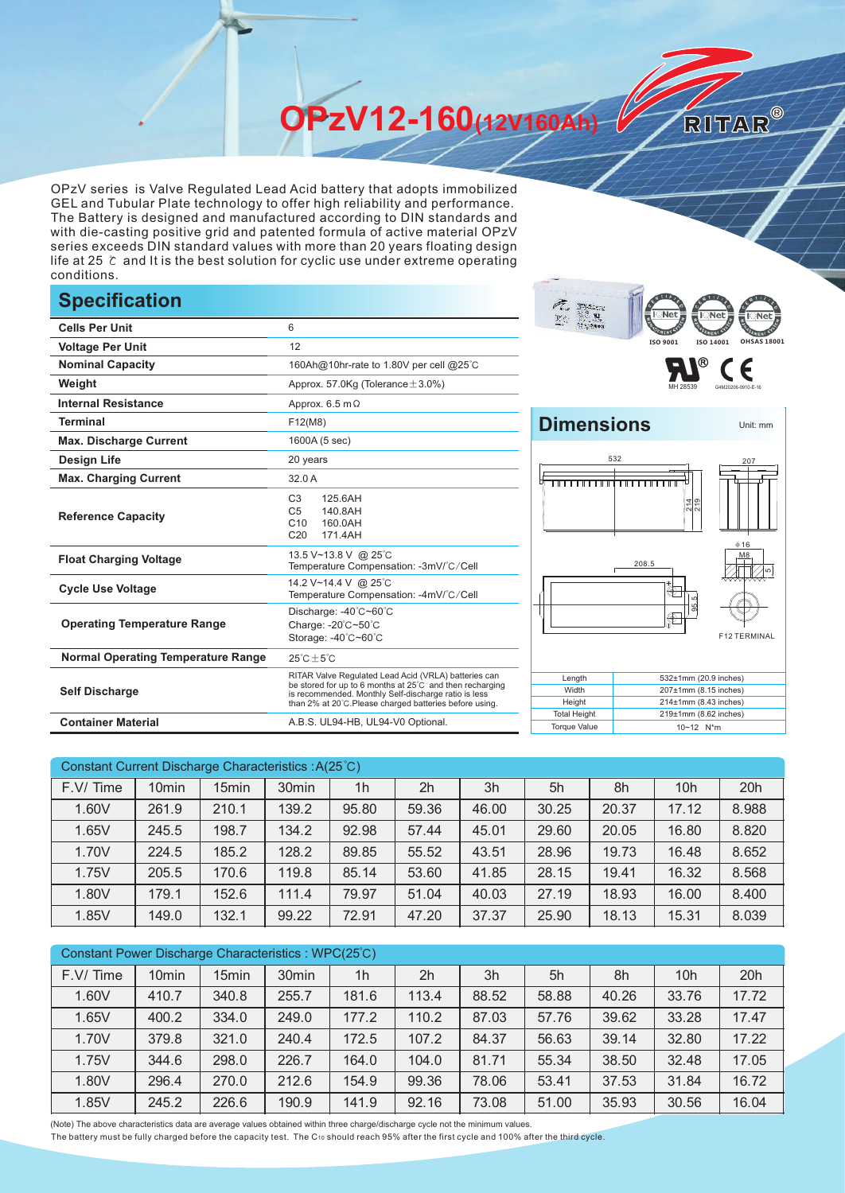# OPzV12-160(12V160Ah)

RITAR®

OPzV series is Valve Regulated Lead Acid battery that adopts immobilized GEL and Tubular Plate technology to offer high reliability and performance. The Battery is designed and manufactured according to DIN standards and with die-casting positive grid and patented formula of active material OPzV series exceeds DIN standard values with more than 20 years floating design life at 25 ℃ and It is the best solution for cyclic use under extreme operating conditions.

## Specification

| | |
|---|---|
| **Cells Per Unit** | 6 |
| **Voltage Per Unit** | 12 |
| **Nominal Capacity** | 160Ah@10hr-rate to 1.80V per cell @25℃ |
| **Weight** | Approx. 57.0Kg (Tolerance±3.0%) |
| **Internal Resistance** | Approx. 6.5 mΩ |
| **Terminal** | F12(M8) |
| **Max. Discharge Current** | 1600A (5 sec) |
| **Design Life** | 20 years |
| **Max. Charging Current** | 32.0 A |
| **Reference Capacity** | C3 125.6AH<br>C5 140.8AH<br>C10 160.0AH<br>C20 171.4AH |
| **Float Charging Voltage** | 13.5 V~13.8 V @ 25℃<br>Temperature Compensation: -3mV/℃/Cell |
| **Cycle Use Voltage** | 14.2 V~14.4 V @ 25℃<br>Temperature Compensation: -4mV/℃/Cell |
| **Operating Temperature Range** | Discharge: -40℃~60℃<br>Charge: -20℃~50℃<br>Storage: -40℃~60℃ |
| **Normal Operating Temperature Range** | 25℃±5℃ |
| **Self Discharge** | RITAR Valve Regulated Lead Acid (VRLA) batteries can be stored for up to 6 months at 25℃ and then recharging is recommended. Monthly Self-discharge ratio is less than 2% at 20℃.Please charged batteries before using. |
| **Container Material** | A.B.S. UL94-HB, UL94-V0 Optional. |

ISO 9001 ISO 14001 OHSAS 18001

MH 28539 G4M20206-0910-E-16

## Dimensions

Unit: mm

532 207 214 219 208.5 95.5 Φ16 M8 5

F12 TERMINAL

| | |
|---|---|
| Length | 532±1mm (20.9 inches) |
| Width | 207±1mm (8.15 inches) |
| Height | 214±1mm (8.43 inches) |
| Total Height | 219±1mm (8.62 inches) |
| Torque Value | 10~12 N*m |

Constant Current Discharge Characteristics :A(25℃)

| F.V/ Time | 10min | 15min | 30min | 1h | 2h | 3h | 5h | 8h | 10h | 20h |
|---|---|---|---|---|---|---|---|---|---|---|
| 1.60V | 261.9 | 210.1 | 139.2 | 95.80 | 59.36 | 46.00 | 30.25 | 20.37 | 17.12 | 8.988 |
| 1.65V | 245.5 | 198.7 | 134.2 | 92.98 | 57.44 | 45.01 | 29.60 | 20.05 | 16.80 | 8.820 |
| 1.70V | 224.5 | 185.2 | 128.2 | 89.85 | 55.52 | 43.51 | 28.96 | 19.73 | 16.48 | 8.652 |
| 1.75V | 205.5 | 170.6 | 119.8 | 85.14 | 53.60 | 41.85 | 28.15 | 19.41 | 16.32 | 8.568 |
| 1.80V | 179.1 | 152.6 | 111.4 | 79.97 | 51.04 | 40.03 | 27.19 | 18.93 | 16.00 | 8.400 |
| 1.85V | 149.0 | 132.1 | 99.22 | 72.91 | 47.20 | 37.37 | 25.90 | 18.13 | 15.31 | 8.039 |

Constant Power Discharge Characteristics : WPC(25℃)

| F.V/ Time | 10min | 15min | 30min | 1h | 2h | 3h | 5h | 8h | 10h | 20h |
|---|---|---|---|---|---|---|---|---|---|---|
| 1.60V | 410.7 | 340.8 | 255.7 | 181.6 | 113.4 | 88.52 | 58.88 | 40.26 | 33.76 | 17.72 |
| 1.65V | 400.2 | 334.0 | 249.0 | 177.2 | 110.2 | 87.03 | 57.76 | 39.62 | 33.28 | 17.47 |
| 1.70V | 379.8 | 321.0 | 240.4 | 172.5 | 107.2 | 84.37 | 56.63 | 39.14 | 32.80 | 17.22 |
| 1.75V | 344.6 | 298.0 | 226.7 | 164.0 | 104.0 | 81.71 | 55.34 | 38.50 | 32.48 | 17.05 |
| 1.80V | 296.4 | 270.0 | 212.6 | 154.9 | 99.36 | 78.06 | 53.41 | 37.53 | 31.84 | 16.72 |
| 1.85V | 245.2 | 226.6 | 190.9 | 141.9 | 92.16 | 73.08 | 51.00 | 35.93 | 30.56 | 16.04 |

(Note) The above characteristics data are average values obtained within three charge/discharge cycle not the minimum values.
The battery must be fully charged before the capacity test. The $C_{10}$ should reach 95% after the first cycle and 100% after the third cycle.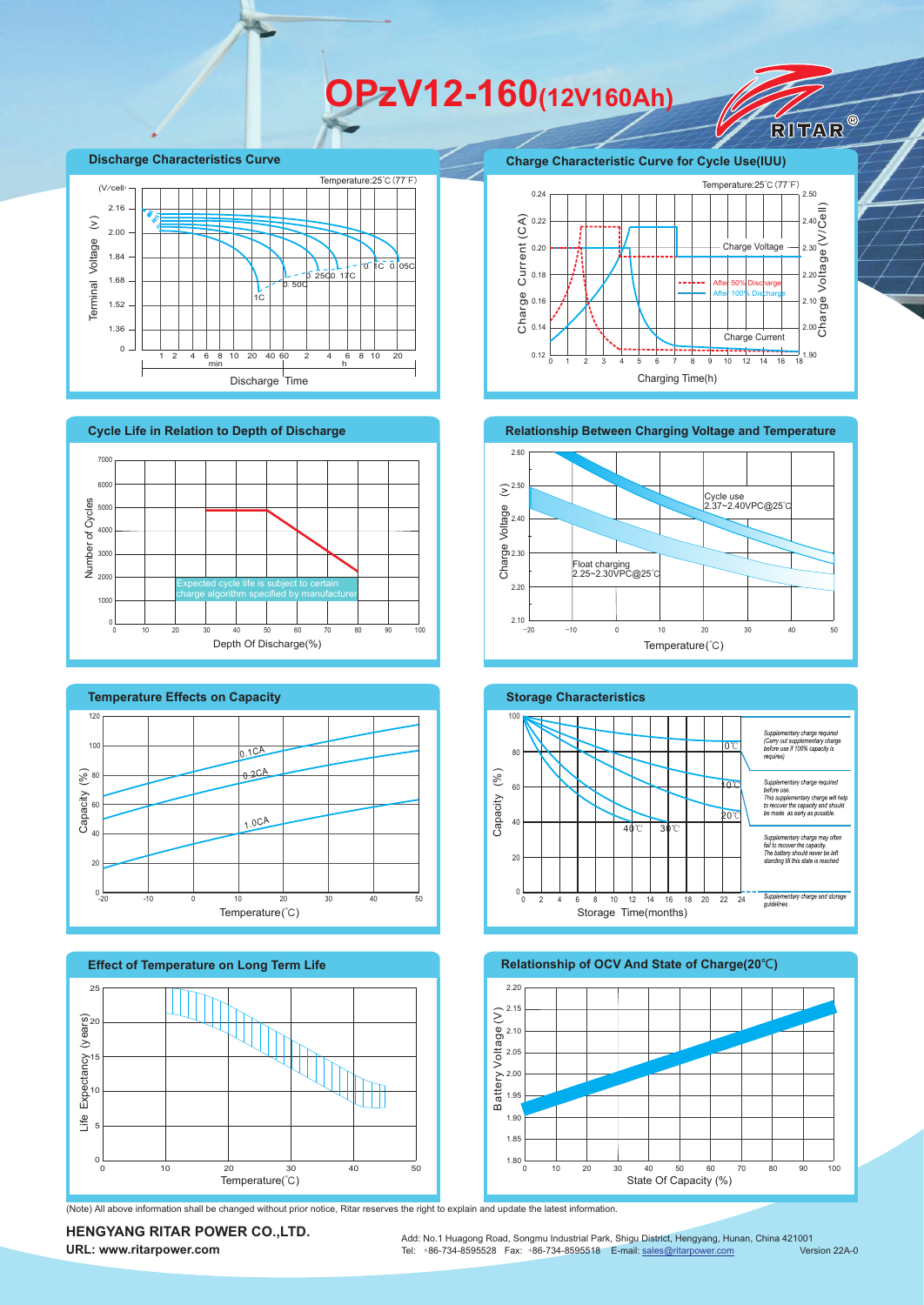# OPzV12-160(12V160Ah)

RITAR®

## Discharge Characteristics Curve

Temperature:25℃(77℉)

(V/cell)

Terminal Voltage (v)

2.16
2.00
1.84
1.68
1.52
1.36
0

1C
0.50C
0.25C
0.17C
0.1C
0.05C

1 2 4 6 8 10 20 40 60 2 4 6 8 10 20

min h

Discharge Time

## Charge Characteristic Curve for Cycle Use(IUU)

Temperature:25℃(77℉)

Charge Current (CA)

0.24
0.22
0.20
0.18
0.16
0.14
0.12

Charge Voltage (V/Cell)

2.50
2.40
2.30
2.20
2.10
2.00
1.90

Charge Voltage

After 50% Discharge

After 100% Discharge

Charge Current

0 1 2 3 4 5 6 7 8 9 10 12 14 16 18

Charging Time(h)

## Cycle Life in Relation to Depth of Discharge

Number of Cycles

7000
6000
5000
4000
3000
2000
1000
0

Expected cycle life is subject to certain charge algorithm specified by manufacturer

0 10 20 30 40 50 60 70 80 90 100

Depth Of Discharge(%)

## Relationship Between Charging Voltage and Temperature

Charge Voltage (v)

2.60
2.50
2.40
2.30
2.20
2.10

Cycle use
2.37~2.40VPC@25℃

Float charging
2.25~2.30VPC@25℃

−20 −10 0 10 20 30 40 50

Temperature(℃)

## Temperature Effects on Capacity

Capacity (%)

120
100
80
60
40
20
0

0.1CA
0.2CA
1.0CA

-20 -10 0 10 20 30 40 50

Temperature(℃)

## Storage Characteristics

Capacity (%)

100
80
60
40
20
0

0℃
10℃
20℃
40℃
30℃

0 2 4 6 8 10 12 14 16 18 20 22 24

Storage Time(months)

Supplementary charge required (Carry out supplementary charge before use if 100% capacity is requires)

Supplementary charge required before use. This supplementary charge will help to recover the capacity and should be made as early as possible.

Supplementary charge may often fail to recover the capacity. The battery should never be left standing till this state is reached

Supplementary charge and storage guidelines

## Effect of Temperature on Long Term Life

Life Expectancy (years)

25
20
15
10
5
0

0 10 20 30 40 50

Temperature(℃)

## Relationship of OCV And State of Charge(20℃)

Battery Voltage (V)

2.20
2.15
2.10
2.05
2.00
1.95
1.90
1.85
1.80

0 10 20 30 40 50 60 70 80 90 100

State Of Capacity (%)

(Note) All above information shall be changed without prior notice, Ritar reserves the right to explain and update the latest information.

**HENGYANG RITAR POWER CO.,LTD.**

**URL: www.ritarpower.com**

Add: No.1 Huagong Road, Songmu Industrial Park, Shigu District, Hengyang, Hunan, China 421001

Tel: +86-734-8595528 Fax: +86-734-8595518 E-mail: sales@ritarpower.com

Version 22A-0